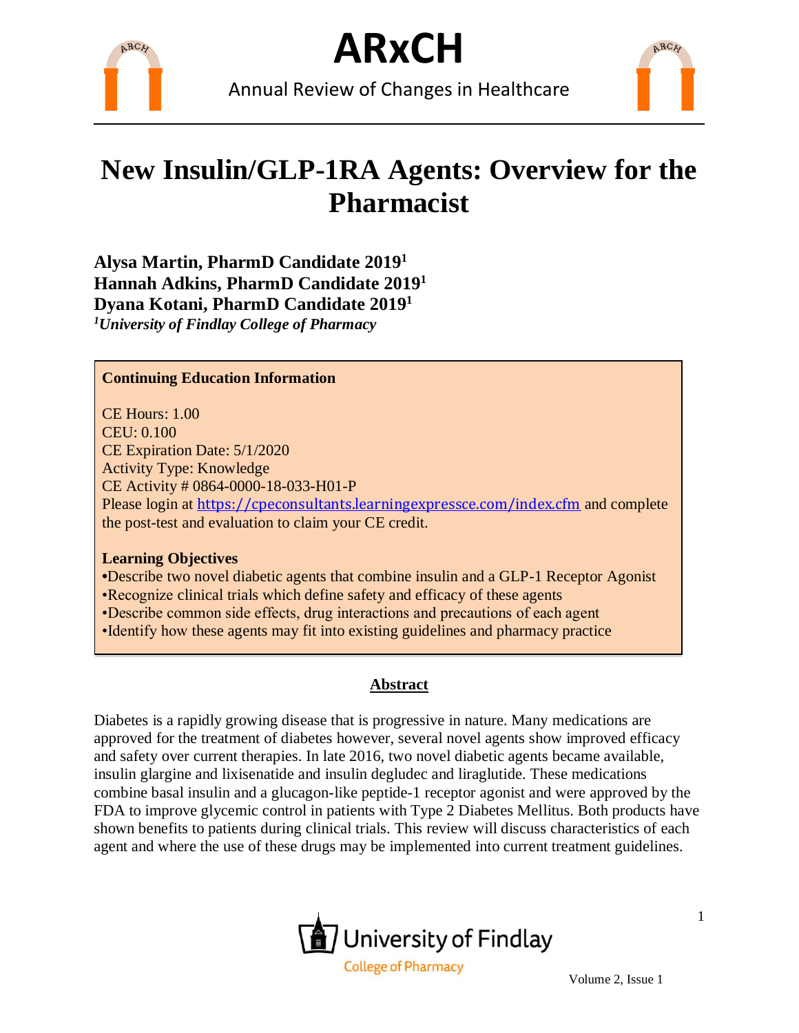# ARxCH

Annual Review of Changes in Healthcare

# New Insulin/GLP-1RA Agents: Overview for the Pharmacist

**Alysa Martin, PharmD Candidate 2019**[1]
**Hannah Adkins, PharmD Candidate 2019**[1]
**Dyana Kotani, PharmD Candidate 2019**[1]
[1]*University of Findlay College of Pharmacy*

**Continuing Education Information**

CE Hours: 1.00
CEU: 0.100
CE Expiration Date: 5/1/2020
Activity Type: Knowledge
CE Activity # 0864-0000-18-033-H01-P
Please login at https://cpeconsultants.learningexpressce.com/index.cfm and complete the post-test and evaluation to claim your CE credit.

**Learning Objectives**

- Describe two novel diabetic agents that combine insulin and a GLP-1 Receptor Agonist
- Recognize clinical trials which define safety and efficacy of these agents
- Describe common side effects, drug interactions and precautions of each agent
- Identify how these agents may fit into existing guidelines and pharmacy practice

## Abstract

Diabetes is a rapidly growing disease that is progressive in nature. Many medications are approved for the treatment of diabetes however, several novel agents show improved efficacy and safety over current therapies. In late 2016, two novel diabetic agents became available, insulin glargine and lixisenatide and insulin degludec and liraglutide. These medications combine basal insulin and a glucagon-like peptide-1 receptor agonist and were approved by the FDA to improve glycemic control in patients with Type 2 Diabetes Mellitus. Both products have shown benefits to patients during clinical trials. This review will discuss characteristics of each agent and where the use of these drugs may be implemented into current treatment guidelines.

University of Findlay
College of Pharmacy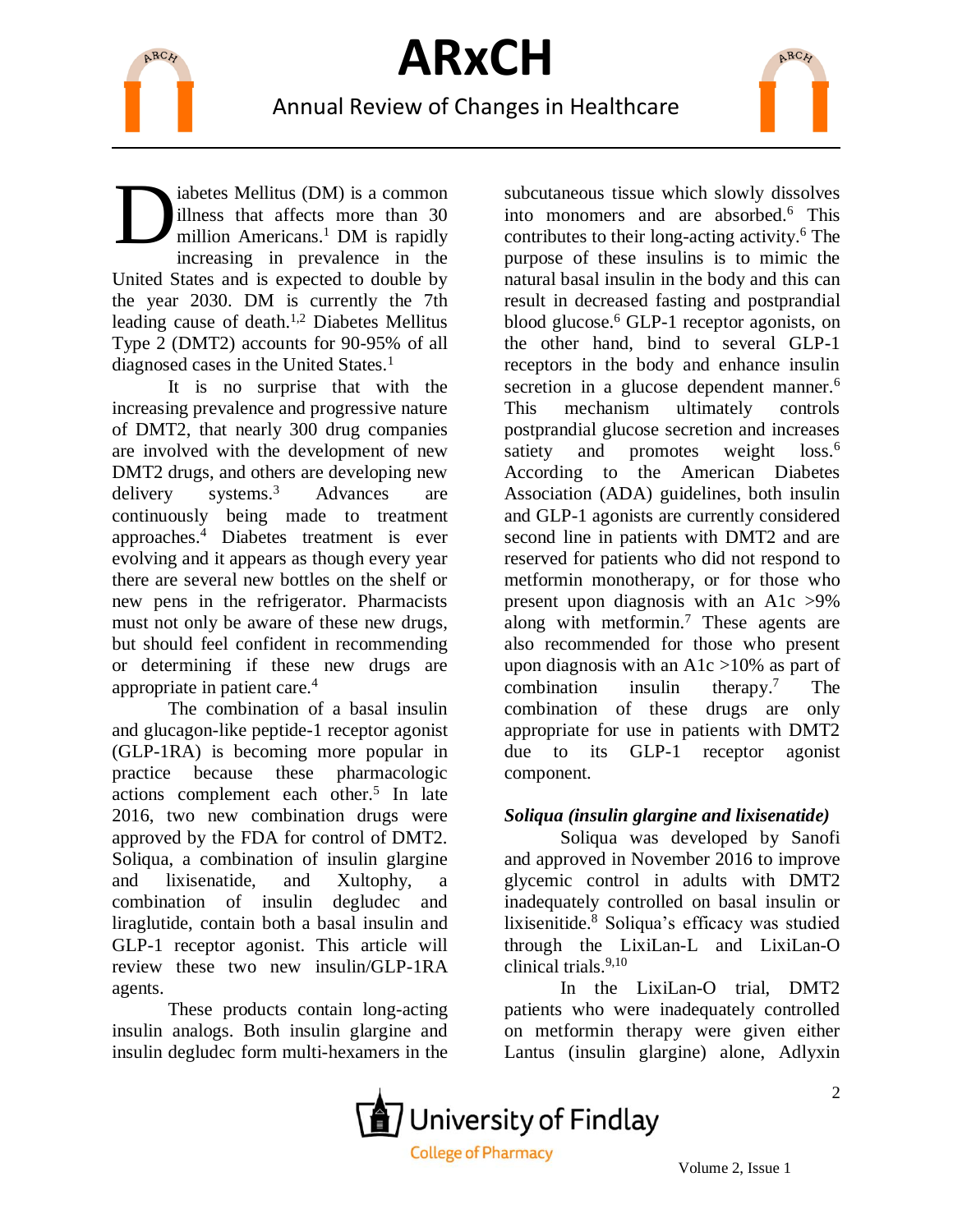Diabetes Mellitus (DM) is a common illness that affects more than 30 million Americans.[1] DM is rapidly increasing in prevalence in the United States and is expected to double by the year 2030. DM is currently the 7th leading cause of death.[1,2] Diabetes Mellitus Type 2 (DMT2) accounts for 90-95% of all diagnosed cases in the United States.[1]

It is no surprise that with the increasing prevalence and progressive nature of DMT2, that nearly 300 drug companies are involved with the development of new DMT2 drugs, and others are developing new delivery systems.[3] Advances are continuously being made to treatment approaches.[4] Diabetes treatment is ever evolving and it appears as though every year there are several new bottles on the shelf or new pens in the refrigerator. Pharmacists must not only be aware of these new drugs, but should feel confident in recommending or determining if these new drugs are appropriate in patient care.[4]

The combination of a basal insulin and glucagon-like peptide-1 receptor agonist (GLP-1RA) is becoming more popular in practice because these pharmacologic actions complement each other.[5] In late 2016, two new combination drugs were approved by the FDA for control of DMT2. Soliqua, a combination of insulin glargine and lixisenatide, and Xultophy, a combination of insulin degludec and liraglutide, contain both a basal insulin and GLP-1 receptor agonist. This article will review these two new insulin/GLP-1RA agents.

These products contain long-acting insulin analogs. Both insulin glargine and insulin degludec form multi-hexamers in the subcutaneous tissue which slowly dissolves into monomers and are absorbed.[6] This contributes to their long-acting activity.[6] The purpose of these insulins is to mimic the natural basal insulin in the body and this can result in decreased fasting and postprandial blood glucose.[6] GLP-1 receptor agonists, on the other hand, bind to several GLP-1 receptors in the body and enhance insulin secretion in a glucose dependent manner.[6] This mechanism ultimately controls postprandial glucose secretion and increases satiety and promotes weight loss.[6] According to the American Diabetes Association (ADA) guidelines, both insulin and GLP-1 agonists are currently considered second line in patients with DMT2 and are reserved for patients who did not respond to metformin monotherapy, or for those who present upon diagnosis with an A1c >9% along with metformin.[7] These agents are also recommended for those who present upon diagnosis with an A1c >10% as part of combination insulin therapy.[7] The combination of these drugs are only appropriate for use in patients with DMT2 due to its GLP-1 receptor agonist component.

### *Soliqua (insulin glargine and lixisenatide)*

Soliqua was developed by Sanofi and approved in November 2016 to improve glycemic control in adults with DMT2 inadequately controlled on basal insulin or lixisenitide.[8] Soliqua's efficacy was studied through the LixiLan-L and LixiLan-O clinical trials.[9,10]

In the LixiLan-O trial, DMT2 patients who were inadequately controlled on metformin therapy were given either Lantus (insulin glargine) alone, Adlyxin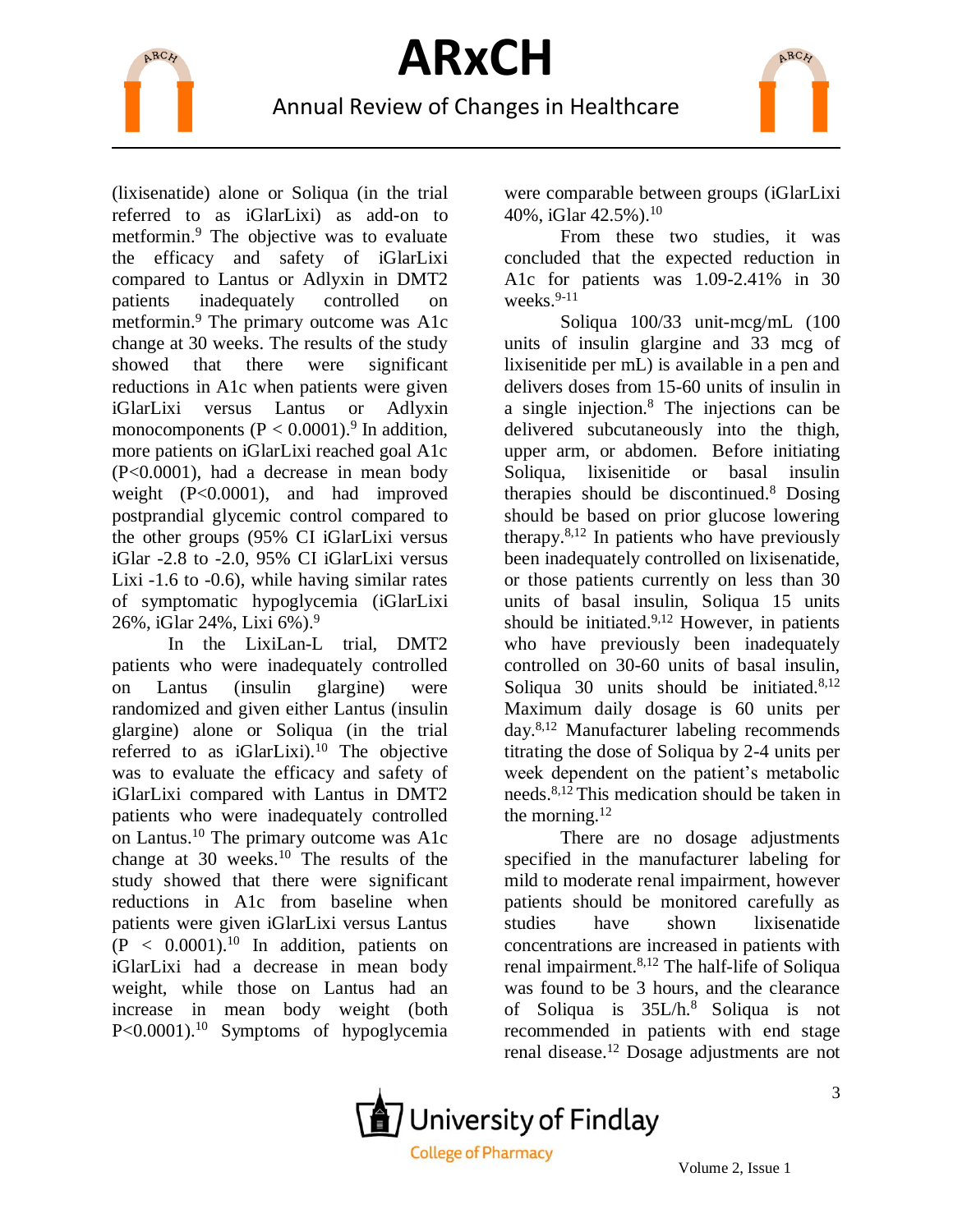(lixisenatide) alone or Soliqua (in the trial referred to as iGlarLixi) as add-on to metformin.[9] The objective was to evaluate the efficacy and safety of iGlarLixi compared to Lantus or Adlyxin in DMT2 patients inadequately controlled on metformin.[9] The primary outcome was A1c change at 30 weeks. The results of the study showed that there were significant reductions in A1c when patients were given iGlarLixi versus Lantus or Adlyxin monocomponents ($P < 0.0001$).[9] In addition, more patients on iGlarLixi reached goal A1c ($P<0.0001$), had a decrease in mean body weight ($P<0.0001$), and had improved postprandial glycemic control compared to the other groups (95% CI iGlarLixi versus iGlar -2.8 to -2.0, 95% CI iGlarLixi versus Lixi -1.6 to -0.6), while having similar rates of symptomatic hypoglycemia (iGlarLixi 26%, iGlar 24%, Lixi 6%).[9]

In the LixiLan-L trial, DMT2 patients who were inadequately controlled on Lantus (insulin glargine) were randomized and given either Lantus (insulin glargine) alone or Soliqua (in the trial referred to as iGlarLixi).[10] The objective was to evaluate the efficacy and safety of iGlarLixi compared with Lantus in DMT2 patients who were inadequately controlled on Lantus.[10] The primary outcome was A1c change at 30 weeks.[10] The results of the study showed that there were significant reductions in A1c from baseline when patients were given iGlarLixi versus Lantus ($P < 0.0001$).[10] In addition, patients on iGlarLixi had a decrease in mean body weight, while those on Lantus had an increase in mean body weight (both $P<0.0001$).[10] Symptoms of hypoglycemia were comparable between groups (iGlarLixi 40%, iGlar 42.5%).[10]

From these two studies, it was concluded that the expected reduction in A1c for patients was 1.09-2.41% in 30 weeks.[9-11]

Soliqua 100/33 unit-mcg/mL (100 units of insulin glargine and 33 mcg of lixisenitide per mL) is available in a pen and delivers doses from 15-60 units of insulin in a single injection.[8] The injections can be delivered subcutaneously into the thigh, upper arm, or abdomen. Before initiating Soliqua, lixisenitide or basal insulin therapies should be discontinued.[8] Dosing should be based on prior glucose lowering therapy.[8,12] In patients who have previously been inadequately controlled on lixisenatide, or those patients currently on less than 30 units of basal insulin, Soliqua 15 units should be initiated.[9,12] However, in patients who have previously been inadequately controlled on 30-60 units of basal insulin, Soliqua 30 units should be initiated.[8,12] Maximum daily dosage is 60 units per day.[8,12] Manufacturer labeling recommends titrating the dose of Soliqua by 2-4 units per week dependent on the patient's metabolic needs.[8,12] This medication should be taken in the morning.[12]

There are no dosage adjustments specified in the manufacturer labeling for mild to moderate renal impairment, however patients should be monitored carefully as studies have shown lixisenatide concentrations are increased in patients with renal impairment.[8,12] The half-life of Soliqua was found to be 3 hours, and the clearance of Soliqua is 35L/h.[8] Soliqua is not recommended in patients with end stage renal disease.[12] Dosage adjustments are not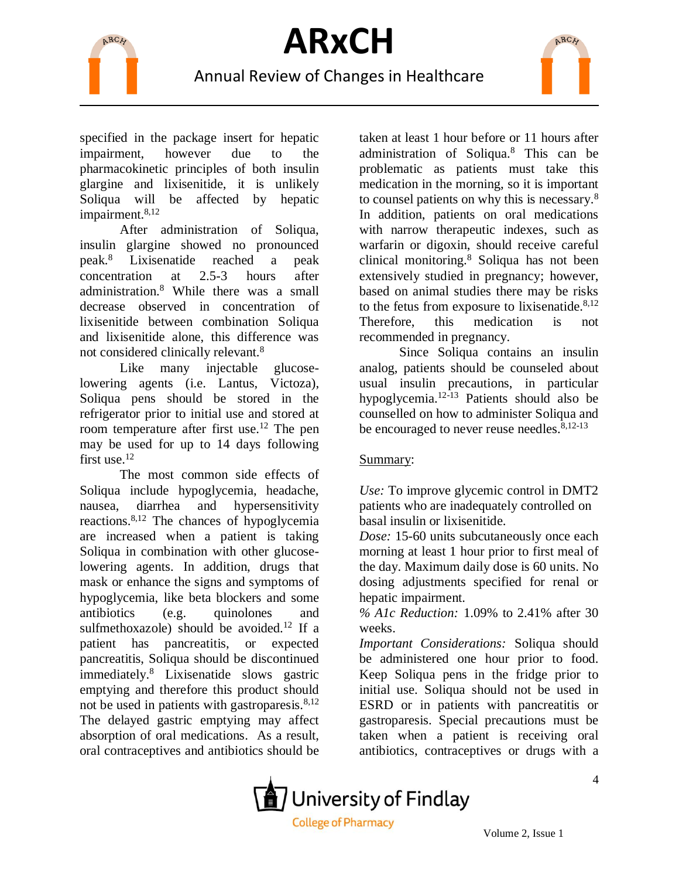specified in the package insert for hepatic impairment, however due to the pharmacokinetic principles of both insulin glargine and lixisenitide, it is unlikely Soliqua will be affected by hepatic impairment.[8,12]

After administration of Soliqua, insulin glargine showed no pronounced peak.[8] Lixisenatide reached a peak concentration at 2.5-3 hours after administration.[8] While there was a small decrease observed in concentration of lixisenitide between combination Soliqua and lixisenitide alone, this difference was not considered clinically relevant.[8]

Like many injectable glucose-lowering agents (i.e. Lantus, Victoza), Soliqua pens should be stored in the refrigerator prior to initial use and stored at room temperature after first use.[12] The pen may be used for up to 14 days following first use.[12]

The most common side effects of Soliqua include hypoglycemia, headache, nausea, diarrhea and hypersensitivity reactions.[8,12] The chances of hypoglycemia are increased when a patient is taking Soliqua in combination with other glucose-lowering agents. In addition, drugs that mask or enhance the signs and symptoms of hypoglycemia, like beta blockers and some antibiotics (e.g. quinolones and sulfmethoxazole) should be avoided.[12] If a patient has pancreatitis, or expected pancreatitis, Soliqua should be discontinued immediately.[8] Lixisenatide slows gastric emptying and therefore this product should not be used in patients with gastroparesis.[8,12] The delayed gastric emptying may affect absorption of oral medications. As a result, oral contraceptives and antibiotics should be taken at least 1 hour before or 11 hours after administration of Soliqua.[8] This can be problematic as patients must take this medication in the morning, so it is important to counsel patients on why this is necessary.[8] In addition, patients on oral medications with narrow therapeutic indexes, such as warfarin or digoxin, should receive careful clinical monitoring.[8] Soliqua has not been extensively studied in pregnancy; however, based on animal studies there may be risks to the fetus from exposure to lixisenatide.[8,12] Therefore, this medication is not recommended in pregnancy.

Since Soliqua contains an insulin analog, patients should be counseled about usual insulin precautions, in particular hypoglycemia.[12-13] Patients should also be counselled on how to administer Soliqua and be encouraged to never reuse needles.[8,12-13]

<u>Summary</u>:

*Use:* To improve glycemic control in DMT2 patients who are inadequately controlled on basal insulin or lixisenitide.

*Dose:* 15-60 units subcutaneously once each morning at least 1 hour prior to first meal of the day. Maximum daily dose is 60 units. No dosing adjustments specified for renal or hepatic impairment.

*% A1c Reduction:* 1.09% to 2.41% after 30 weeks.

*Important Considerations:* Soliqua should be administered one hour prior to food. Keep Soliqua pens in the fridge prior to initial use. Soliqua should not be used in ESRD or in patients with pancreatitis or gastroparesis. Special precautions must be taken when a patient is receiving oral antibiotics, contraceptives or drugs with a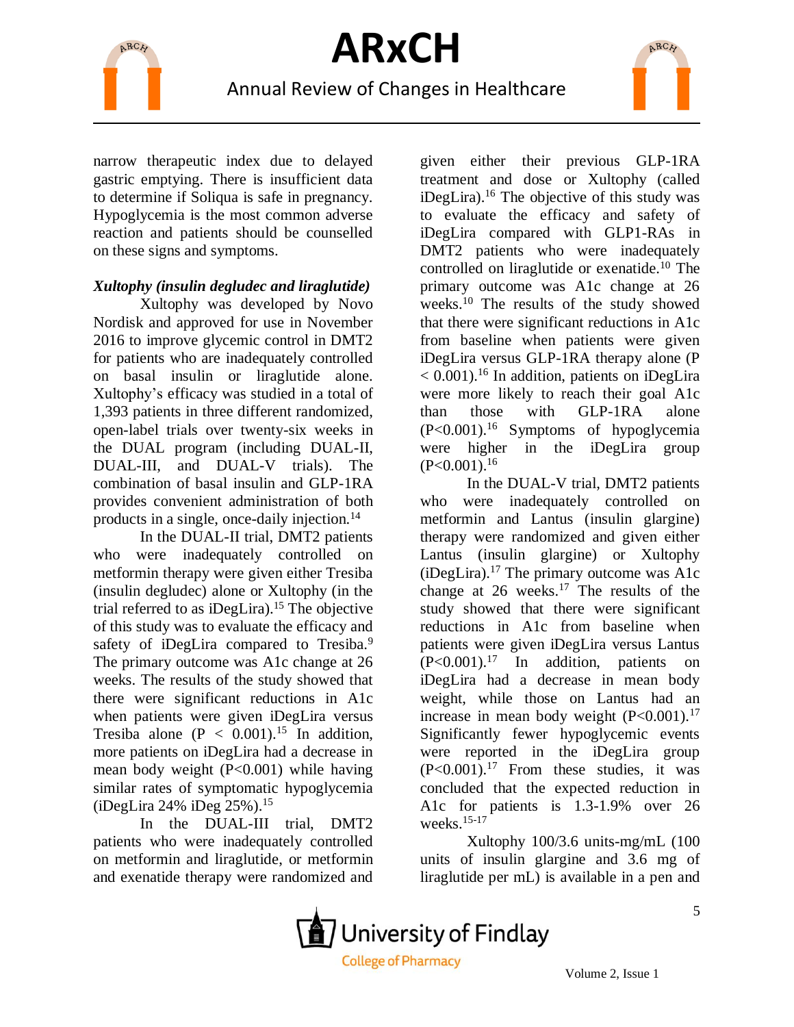narrow therapeutic index due to delayed gastric emptying. There is insufficient data to determine if Soliqua is safe in pregnancy. Hypoglycemia is the most common adverse reaction and patients should be counselled on these signs and symptoms.

### *Xultophy (insulin degludec and liraglutide)*

Xultophy was developed by Novo Nordisk and approved for use in November 2016 to improve glycemic control in DMT2 for patients who are inadequately controlled on basal insulin or liraglutide alone. Xultophy's efficacy was studied in a total of 1,393 patients in three different randomized, open-label trials over twenty-six weeks in the DUAL program (including DUAL-II, DUAL-III, and DUAL-V trials). The combination of basal insulin and GLP-1RA provides convenient administration of both products in a single, once-daily injection.[14]

In the DUAL-II trial, DMT2 patients who were inadequately controlled on metformin therapy were given either Tresiba (insulin degludec) alone or Xultophy (in the trial referred to as iDegLira).[15] The objective of this study was to evaluate the efficacy and safety of iDegLira compared to Tresiba.[9] The primary outcome was A1c change at 26 weeks. The results of the study showed that there were significant reductions in A1c when patients were given iDegLira versus Tresiba alone ($P < 0.001$).[15] In addition, more patients on iDegLira had a decrease in mean body weight ($P<0.001$) while having similar rates of symptomatic hypoglycemia (iDegLira 24% iDeg 25%).[15]

In the DUAL-III trial, DMT2 patients who were inadequately controlled on metformin and liraglutide, or metformin and exenatide therapy were randomized and given either their previous GLP-1RA treatment and dose or Xultophy (called iDegLira).[16] The objective of this study was to evaluate the efficacy and safety of iDegLira compared with GLP1-RAs in DMT2 patients who were inadequately controlled on liraglutide or exenatide.[10] The primary outcome was A1c change at 26 weeks.[10] The results of the study showed that there were significant reductions in A1c from baseline when patients were given iDegLira versus GLP-1RA therapy alone ($P < 0.001$).[16] In addition, patients on iDegLira were more likely to reach their goal A1c than those with GLP-1RA alone ($P<0.001$).[16] Symptoms of hypoglycemia were higher in the iDegLira group ($P<0.001$).[16]

In the DUAL-V trial, DMT2 patients who were inadequately controlled on metformin and Lantus (insulin glargine) therapy were randomized and given either Lantus (insulin glargine) or Xultophy (iDegLira).[17] The primary outcome was A1c change at 26 weeks.[17] The results of the study showed that there were significant reductions in A1c from baseline when patients were given iDegLira versus Lantus ($P<0.001$).[17] In addition, patients on iDegLira had a decrease in mean body weight, while those on Lantus had an increase in mean body weight ($P<0.001$).[17] Significantly fewer hypoglycemic events were reported in the iDegLira group ($P<0.001$).[17] From these studies, it was concluded that the expected reduction in A1c for patients is 1.3-1.9% over 26 weeks.[15-17]

Xultophy 100/3.6 units-mg/mL (100 units of insulin glargine and 3.6 mg of liraglutide per mL) is available in a pen and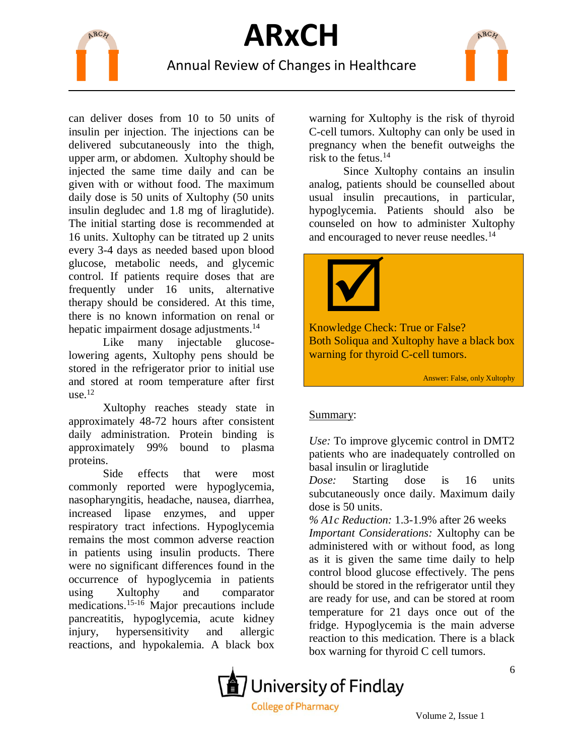can deliver doses from 10 to 50 units of insulin per injection. The injections can be delivered subcutaneously into the thigh, upper arm, or abdomen. Xultophy should be injected the same time daily and can be given with or without food. The maximum daily dose is 50 units of Xultophy (50 units insulin degludec and 1.8 mg of liraglutide). The initial starting dose is recommended at 16 units. Xultophy can be titrated up 2 units every 3-4 days as needed based upon blood glucose, metabolic needs, and glycemic control. If patients require doses that are frequently under 16 units, alternative therapy should be considered. At this time, there is no known information on renal or hepatic impairment dosage adjustments.[14]

Like many injectable glucose-lowering agents, Xultophy pens should be stored in the refrigerator prior to initial use and stored at room temperature after first use.[12]

Xultophy reaches steady state in approximately 48-72 hours after consistent daily administration. Protein binding is approximately 99% bound to plasma proteins.

Side effects that were most commonly reported were hypoglycemia, nasopharyngitis, headache, nausea, diarrhea, increased lipase enzymes, and upper respiratory tract infections. Hypoglycemia remains the most common adverse reaction in patients using insulin products. There were no significant differences found in the occurrence of hypoglycemia in patients using Xultophy and comparator medications.[15-16] Major precautions include pancreatitis, hypoglycemia, acute kidney injury, hypersensitivity and allergic reactions, and hypokalemia. A black box warning for Xultophy is the risk of thyroid C-cell tumors. Xultophy can only be used in pregnancy when the benefit outweighs the risk to the fetus.[14]

Since Xultophy contains an insulin analog, patients should be counselled about usual insulin precautions, in particular, hypoglycemia. Patients should also be counseled on how to administer Xultophy and encouraged to never reuse needles.[14]

> ☑
>
> Knowledge Check: True or False?
> Both Soliqua and Xultophy have a black box warning for thyroid C-cell tumors.
>
> Answer: False, only Xultophy

Summary:

*Use:* To improve glycemic control in DMT2 patients who are inadequately controlled on basal insulin or liraglutide

*Dose:* Starting dose is 16 units subcutaneously once daily. Maximum daily dose is 50 units.

*% A1c Reduction:* 1.3-1.9% after 26 weeks

*Important Considerations:* Xultophy can be administered with or without food, as long as it is given the same time daily to help control blood glucose effectively. The pens should be stored in the refrigerator until they are ready for use, and can be stored at room temperature for 21 days once out of the fridge. Hypoglycemia is the main adverse reaction to this medication. There is a black box warning for thyroid C cell tumors.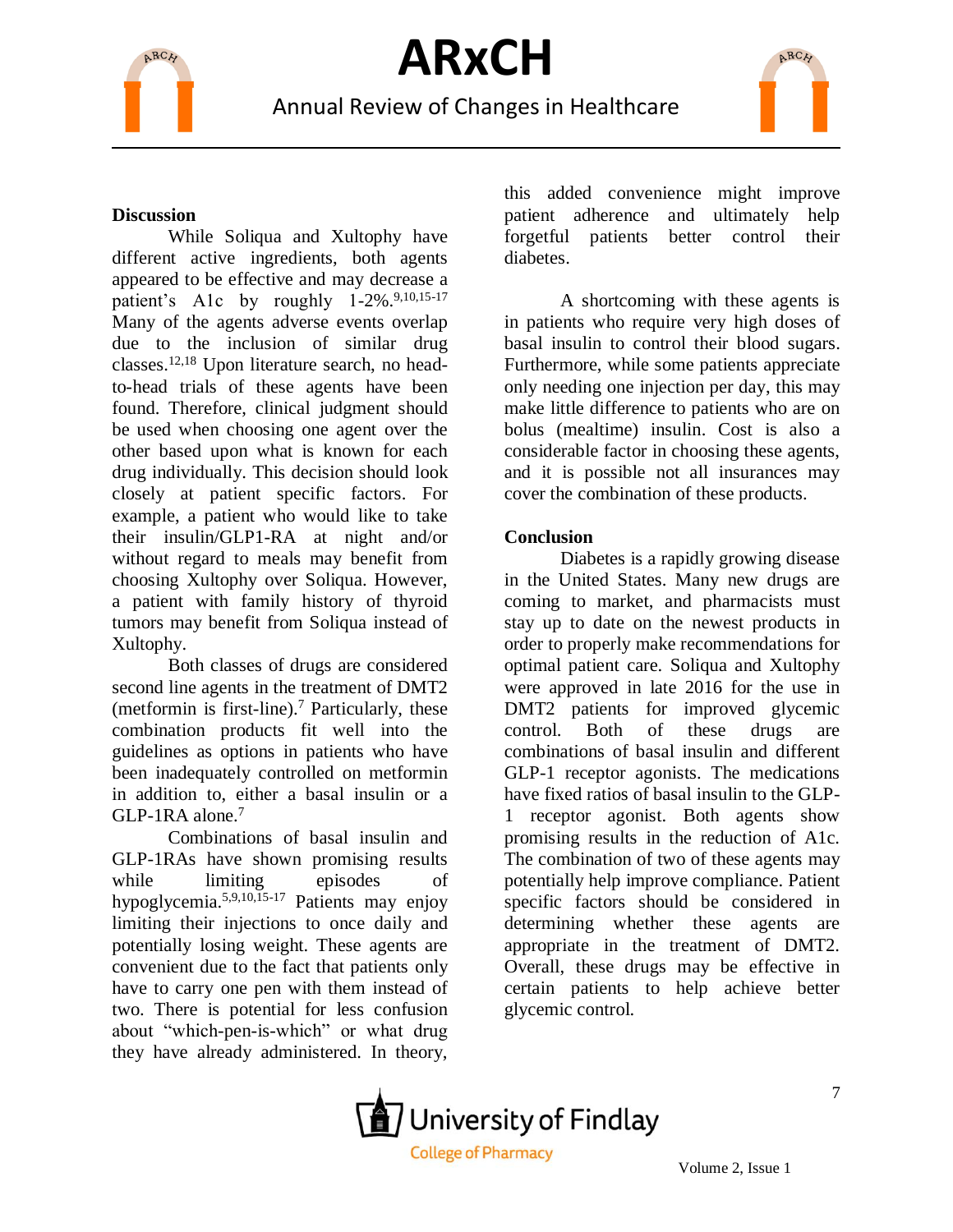## Discussion

While Soliqua and Xultophy have different active ingredients, both agents appeared to be effective and may decrease a patient's A1c by roughly 1-2%.[9,10,15-17] Many of the agents adverse events overlap due to the inclusion of similar drug classes.[12,18] Upon literature search, no head-to-head trials of these agents have been found. Therefore, clinical judgment should be used when choosing one agent over the other based upon what is known for each drug individually. This decision should look closely at patient specific factors. For example, a patient who would like to take their insulin/GLP1-RA at night and/or without regard to meals may benefit from choosing Xultophy over Soliqua. However, a patient with family history of thyroid tumors may benefit from Soliqua instead of Xultophy.

Both classes of drugs are considered second line agents in the treatment of DMT2 (metformin is first-line).[7] Particularly, these combination products fit well into the guidelines as options in patients who have been inadequately controlled on metformin in addition to, either a basal insulin or a GLP-1RA alone.[7]

Combinations of basal insulin and GLP-1RAs have shown promising results while limiting episodes of hypoglycemia.[5,9,10,15-17] Patients may enjoy limiting their injections to once daily and potentially losing weight. These agents are convenient due to the fact that patients only have to carry one pen with them instead of two. There is potential for less confusion about "which-pen-is-which" or what drug they have already administered. In theory, this added convenience might improve patient adherence and ultimately help forgetful patients better control their diabetes.

A shortcoming with these agents is in patients who require very high doses of basal insulin to control their blood sugars. Furthermore, while some patients appreciate only needing one injection per day, this may make little difference to patients who are on bolus (mealtime) insulin. Cost is also a considerable factor in choosing these agents, and it is possible not all insurances may cover the combination of these products.

## Conclusion

Diabetes is a rapidly growing disease in the United States. Many new drugs are coming to market, and pharmacists must stay up to date on the newest products in order to properly make recommendations for optimal patient care. Soliqua and Xultophy were approved in late 2016 for the use in DMT2 patients for improved glycemic control. Both of these drugs are combinations of basal insulin and different GLP-1 receptor agonists. The medications have fixed ratios of basal insulin to the GLP-1 receptor agonist. Both agents show promising results in the reduction of A1c. The combination of two of these agents may potentially help improve compliance. Patient specific factors should be considered in determining whether these agents are appropriate in the treatment of DMT2. Overall, these drugs may be effective in certain patients to help achieve better glycemic control.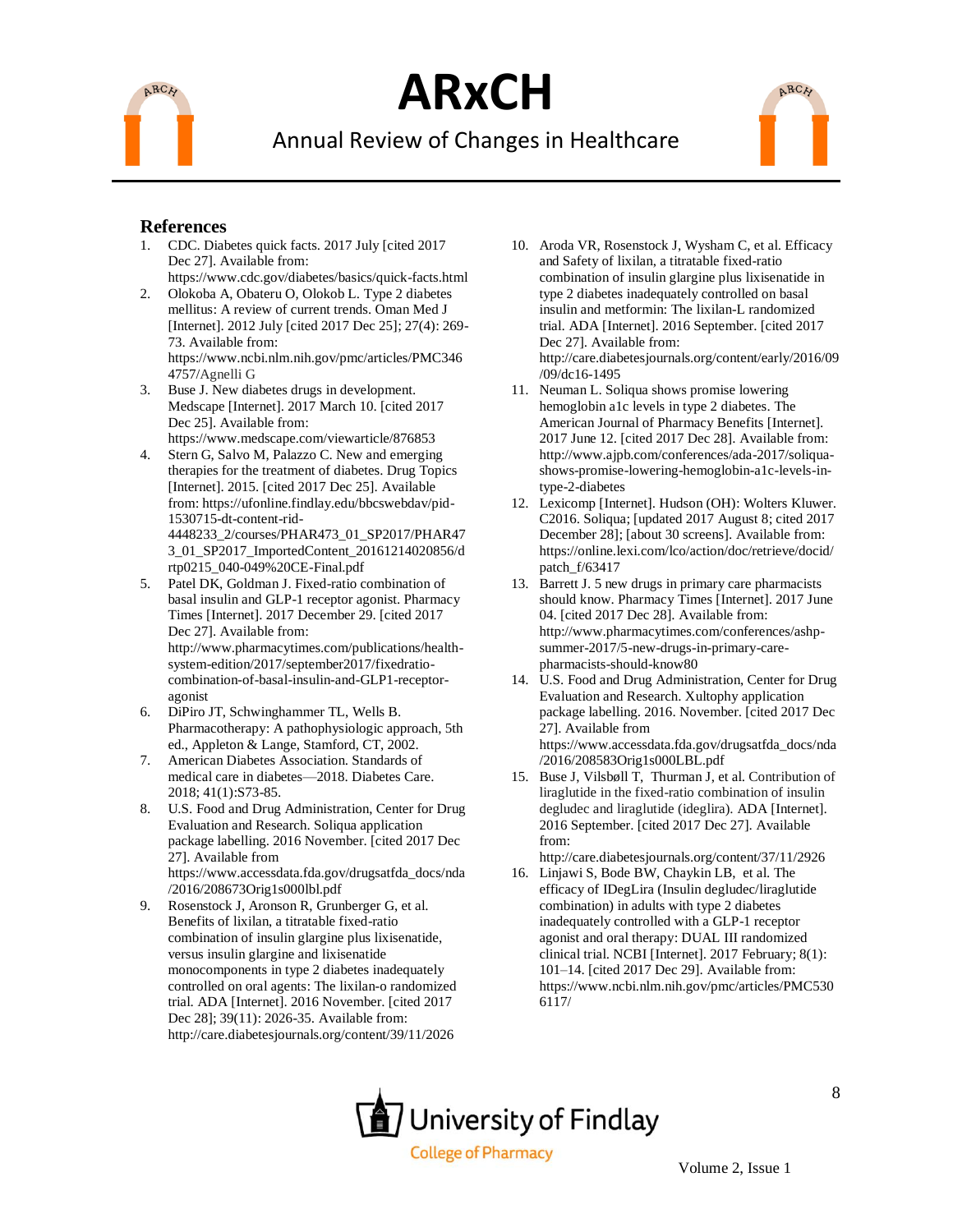## References

1. CDC. Diabetes quick facts. 2017 July [cited 2017 Dec 27]. Available from: https://www.cdc.gov/diabetes/basics/quick-facts.html
2. Olokoba A, Obateru O, Olokob L. Type 2 diabetes mellitus: A review of current trends. Oman Med J [Internet]. 2012 July [cited 2017 Dec 25]; 27(4): 269-73. Available from: https://www.ncbi.nlm.nih.gov/pmc/articles/PMC3464757/Agnelli G
3. Buse J. New diabetes drugs in development. Medscape [Internet]. 2017 March 10. [cited 2017 Dec 25]. Available from: https://www.medscape.com/viewarticle/876853
4. Stern G, Salvo M, Palazzo C. New and emerging therapies for the treatment of diabetes. Drug Topics [Internet]. 2015. [cited 2017 Dec 25]. Available from: https://ufonline.findlay.edu/bbcswebdav/pid-1530715-dt-content-rid-4448233_2/courses/PHAR473_01_SP2017/PHAR473_01_SP2017_ImportedContent_20161214020856/drtp0215_040-049%20CE-Final.pdf
5. Patel DK, Goldman J. Fixed-ratio combination of basal insulin and GLP-1 receptor agonist. Pharmacy Times [Internet]. 2017 December 29. [cited 2017 Dec 27]. Available from: http://www.pharmacytimes.com/publications/health-system-edition/2017/september2017/fixedratio-combination-of-basal-insulin-and-GLP1-receptor-agonist
6. DiPiro JT, Schwinghammer TL, Wells B. Pharmacotherapy: A pathophysiologic approach, 5th ed., Appleton & Lange, Stamford, CT, 2002.
7. American Diabetes Association. Standards of medical care in diabetes—2018. Diabetes Care. 2018; 41(1):S73-85.
8. U.S. Food and Drug Administration, Center for Drug Evaluation and Research. Soliqua application package labelling. 2016 November. [cited 2017 Dec 27]. Available from https://www.accessdata.fda.gov/drugsatfda_docs/nda/2016/208673Orig1s000lbl.pdf
9. Rosenstock J, Aronson R, Grunberger G, et al. Benefits of lixilan, a titratable fixed-ratio combination of insulin glargine plus lixisenatide, versus insulin glargine and lixisenatide monocomponents in type 2 diabetes inadequately controlled on oral agents: The lixilan-o randomized trial. ADA [Internet]. 2016 November. [cited 2017 Dec 28]; 39(11): 2026-35. Available from: http://care.diabetesjournals.org/content/39/11/2026
10. Aroda VR, Rosenstock J, Wysham C, et al. Efficacy and Safety of lixilan, a titratable fixed-ratio combination of insulin glargine plus lixisenatide in type 2 diabetes inadequately controlled on basal insulin and metformin: The lixilan-L randomized trial. ADA [Internet]. 2016 September. [cited 2017 Dec 27]. Available from: http://care.diabetesjournals.org/content/early/2016/09/09/dc16-1495
11. Neuman L. Soliqua shows promise lowering hemoglobin a1c levels in type 2 diabetes. The American Journal of Pharmacy Benefits [Internet]. 2017 June 12. [cited 2017 Dec 28]. Available from: http://www.ajpb.com/conferences/ada-2017/soliqua-shows-promise-lowering-hemoglobin-a1c-levels-in-type-2-diabetes
12. Lexicomp [Internet]. Hudson (OH): Wolters Kluwer. C2016. Soliqua; [updated 2017 August 8; cited 2017 December 28]; [about 30 screens]. Available from: https://online.lexi.com/lco/action/doc/retrieve/docid/patch_f/63417
13. Barrett J. 5 new drugs in primary care pharmacists should know. Pharmacy Times [Internet]. 2017 June 04. [cited 2017 Dec 28]. Available from: http://www.pharmacytimes.com/conferences/ashp-summer-2017/5-new-drugs-in-primary-care-pharmacists-should-know80
14. U.S. Food and Drug Administration, Center for Drug Evaluation and Research. Xultophy application package labelling. 2016. November. [cited 2017 Dec 27]. Available from https://www.accessdata.fda.gov/drugsatfda_docs/nda/2016/208583Orig1s000LBL.pdf
15. Buse J, Vilsbøll T, Thurman J, et al. Contribution of liraglutide in the fixed-ratio combination of insulin degludec and liraglutide (ideglira). ADA [Internet]. 2016 September. [cited 2017 Dec 27]. Available from: http://care.diabetesjournals.org/content/37/11/2926
16. Linjawi S, Bode BW, Chaykin LB, et al. The efficacy of IDegLira (Insulin degludec/liraglutide combination) in adults with type 2 diabetes inadequately controlled with a GLP-1 receptor agonist and oral therapy: DUAL III randomized clinical trial. NCBI [Internet]. 2017 February; 8(1): 101–14. [cited 2017 Dec 29]. Available from: https://www.ncbi.nlm.nih.gov/pmc/articles/PMC5306117/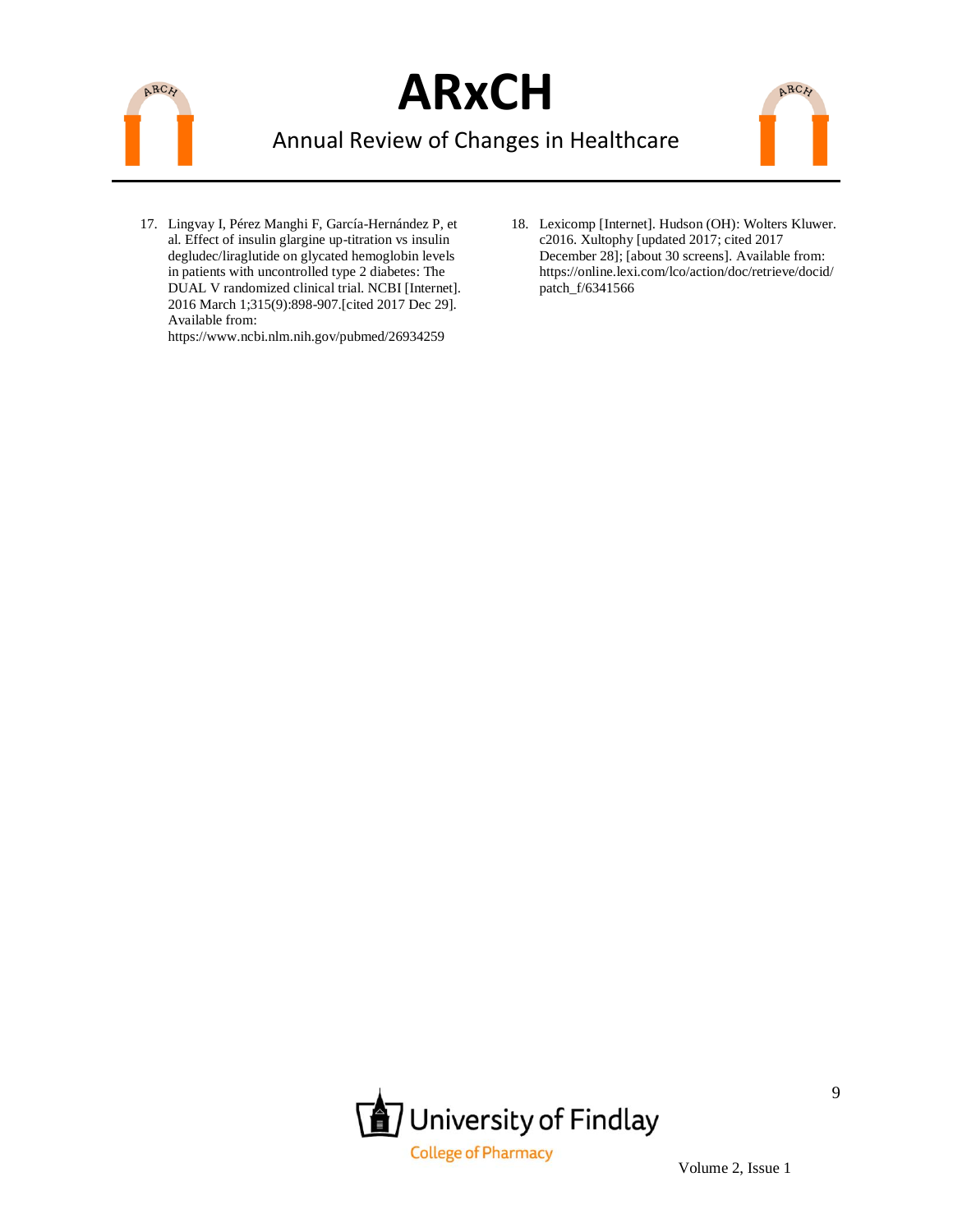17. Lingvay I, Pérez Manghi F, García-Hernández P, et al. Effect of insulin glargine up-titration vs insulin degludec/liraglutide on glycated hemoglobin levels in patients with uncontrolled type 2 diabetes: The DUAL V randomized clinical trial. NCBI [Internet]. 2016 March 1;315(9):898-907.[cited 2017 Dec 29]. Available from: https://www.ncbi.nlm.nih.gov/pubmed/26934259

18. Lexicomp [Internet]. Hudson (OH): Wolters Kluwer. c2016. Xultophy [updated 2017; cited 2017 December 28]; [about 30 screens]. Available from: https://online.lexi.com/lco/action/doc/retrieve/docid/patch_f/6341566